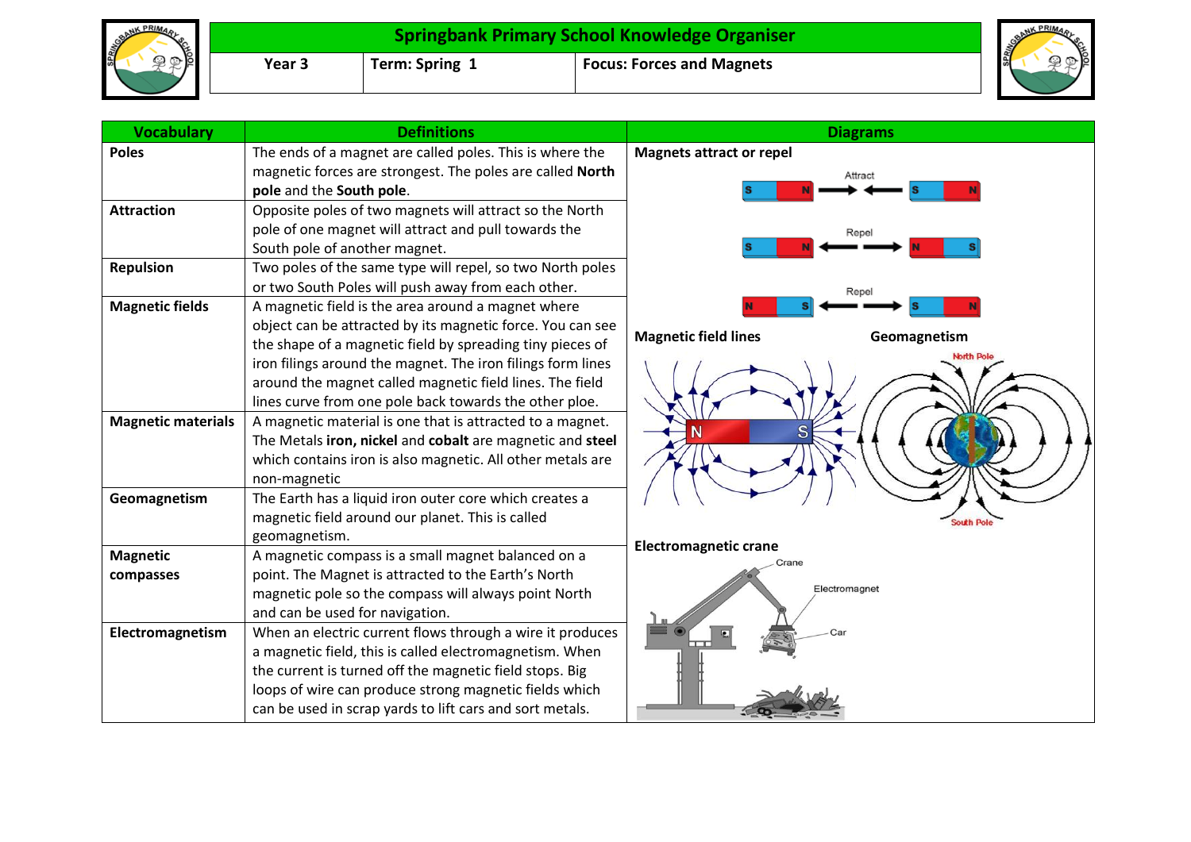# Springbank Primary School Knowledge Organiser

| Year 3 | Term: Spring 1 | Focus: Forces and Magnets |
|---|---|---|

| Vocabulary | Definitions |
|---|---|
| **Poles** | The ends of a magnet are called poles. This is where the magnetic forces are strongest. The poles are called **North pole** and the **South pole**. |
| **Attraction** | Opposite poles of two magnets will attract so the North pole of one magnet will attract and pull towards the South pole of another magnet. |
| **Repulsion** | Two poles of the same type will repel, so two North poles or two South Poles will push away from each other. |
| **Magnetic fields** | A magnetic field is the area around a magnet where object can be attracted by its magnetic force. You can see the shape of a magnetic field by spreading tiny pieces of iron filings around the magnet. The iron filings form lines around the magnet called magnetic field lines. The field lines curve from one pole back towards the other ploe. |
| **Magnetic materials** | A magnetic material is one that is attracted to a magnet. The Metals **iron, nickel** and **cobalt** are magnetic and **steel** which contains iron is also magnetic. All other metals are non-magnetic |
| **Geomagnetism** | The Earth has a liquid iron outer core which creates a magnetic field around our planet. This is called geomagnetism. |
| **Magnetic compasses** | A magnetic compass is a small magnet balanced on a point. The Magnet is attracted to the Earth's North magnetic pole so the compass will always point North and can be used for navigation. |
| **Electromagnetism** | When an electric current flows through a wire it produces a magnetic field, this is called electromagnetism. When the current is turned off the magnetic field stops. Big loops of wire can produce strong magnetic fields which can be used in scrap yards to lift cars and sort metals. |

## Diagrams

**Magnets attract or repel**

S N → ← S N (Attract)

S N ← → N S (Repel)

N S ← → S N (Repel)

**Magnetic field lines**

N S

**Geomagnetism**

North Pole

South Pole

**Electromagnetic crane**

Crane

Electromagnet

Car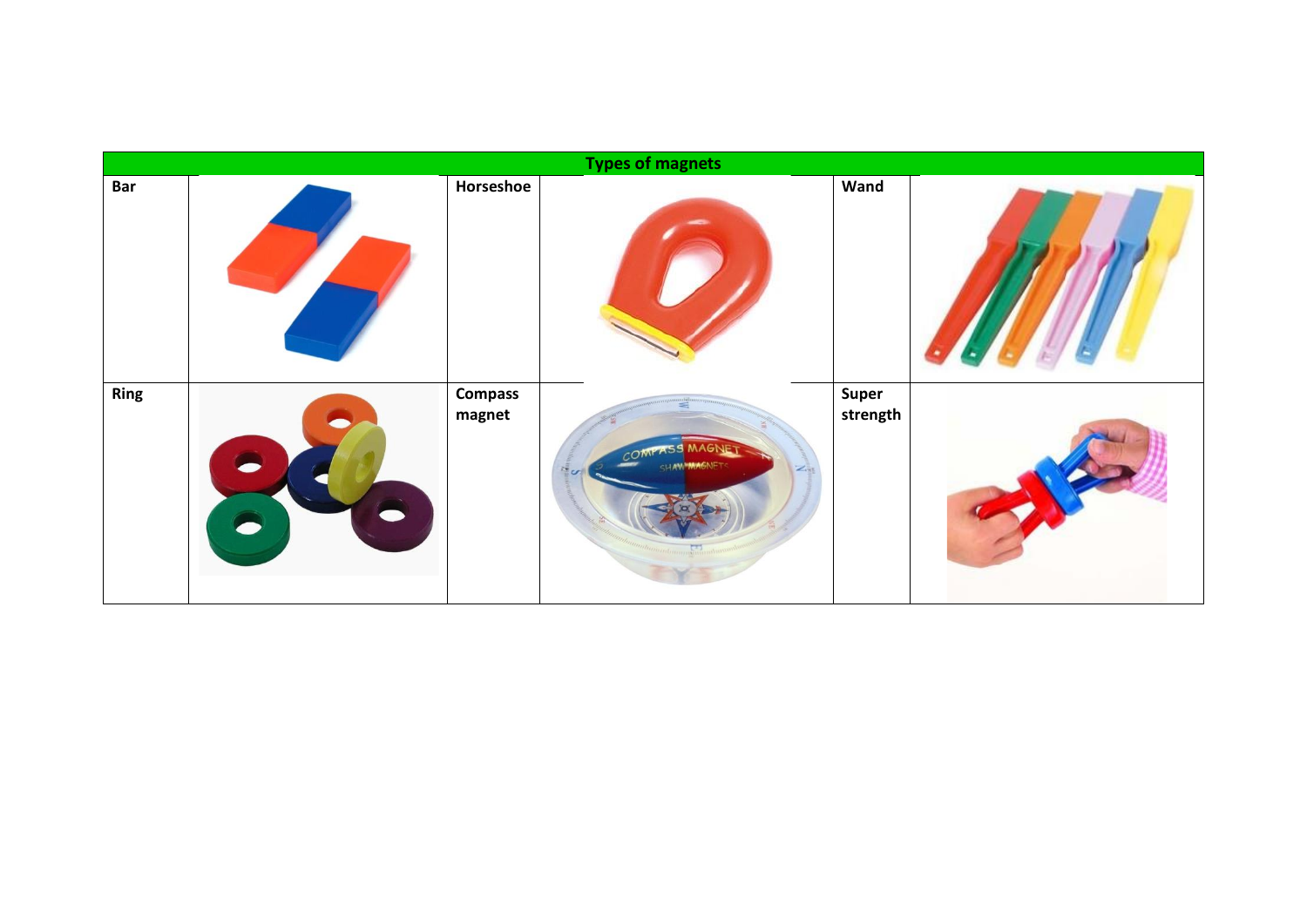| Types of magnets | | | | | |
|---|---|---|---|---|---|
| **Bar** | | **Horseshoe** | | **Wand** | |
| **Ring** | | **Compass magnet** | | **Super strength** | |